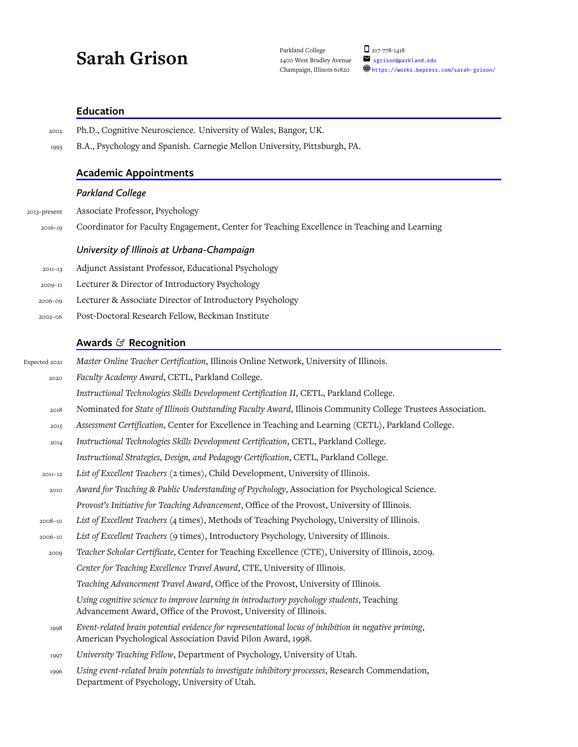# Sarah Grison

Parkland College
2400 West Bradley Avenue
Champaign, Illinois 61820

217-778-1418
sgrison@parkland.edu
https://works.bepress.com/sarah-grison/

## Education

2002 Ph.D., Cognitive Neuroscience. University of Wales, Bangor, UK.

1993 B.A., Psychology and Spanish. Carnegie Mellon University, Pittsburgh, PA.

## Academic Appointments

### *Parkland College*

2013–present Associate Professor, Psychology

2016–19 Coordinator for Faculty Engagement, Center for Teaching Excellence in Teaching and Learning

### *University of Illinois at Urbana-Champaign*

2011–13 Adjunct Assistant Professor, Educational Psychology

2009–11 Lecturer & Director of Introductory Psychology

2006–09 Lecturer & Associate Director of Introductory Psychology

2002–06 Post-Doctoral Research Fellow, Beckman Institute

## Awards & Recognition

Expected 2021 *Master Online Teacher Certification*, Illinois Online Network, University of Illinois.

2020 *Faculty Academy Award*, CETL, Parkland College.

*Instructional Technologies Skills Development Certification II*, CETL, Parkland College.

2018 Nominated for *State of Illinois Outstanding Faculty Award*, Illinois Community College Trustees Association.

2015 *Assessment Certification*, Center for Excellence in Teaching and Learning (CETL), Parkland College.

2014 *Instructional Technologies Skills Development Certification*, CETL, Parkland College.

*Instructional Strategies, Design, and Pedagogy Certification*, CETL, Parkland College.

2011–12 *List of Excellent Teachers* (2 times), Child Development, University of Illinois.

2010 *Award for Teaching & Public Understanding of Psychology*, Association for Psychological Science.

*Provost's Initiative for Teaching Advancement*, Office of the Provost, University of Illinois.

2008–10 *List of Excellent Teachers* (4 times), Methods of Teaching Psychology, University of Illinois.

2006–10 *List of Excellent Teachers* (9 times), Introductory Psychology, University of Illinois.

2009 *Teacher Scholar Certificate*, Center for Teaching Excellence (CTE), University of Illinois, 2009.

*Center for Teaching Excellence Travel Award*, CTE, University of Illinois.

*Teaching Advancement Travel Award*, Office of the Provost, University of Illinois.

*Using cognitive science to improve learning in introductory psychology students*, Teaching Advancement Award, Office of the Provost, University of Illinois.

1998 *Event-related brain potential evidence for representational locus of inhibition in negative priming*, American Psychological Association David Pilon Award, 1998.

1997 *University Teaching Fellow*, Department of Psychology, University of Utah.

1996 *Using event-related brain potentials to investigate inhibitory processes*, Research Commendation, Department of Psychology, University of Utah.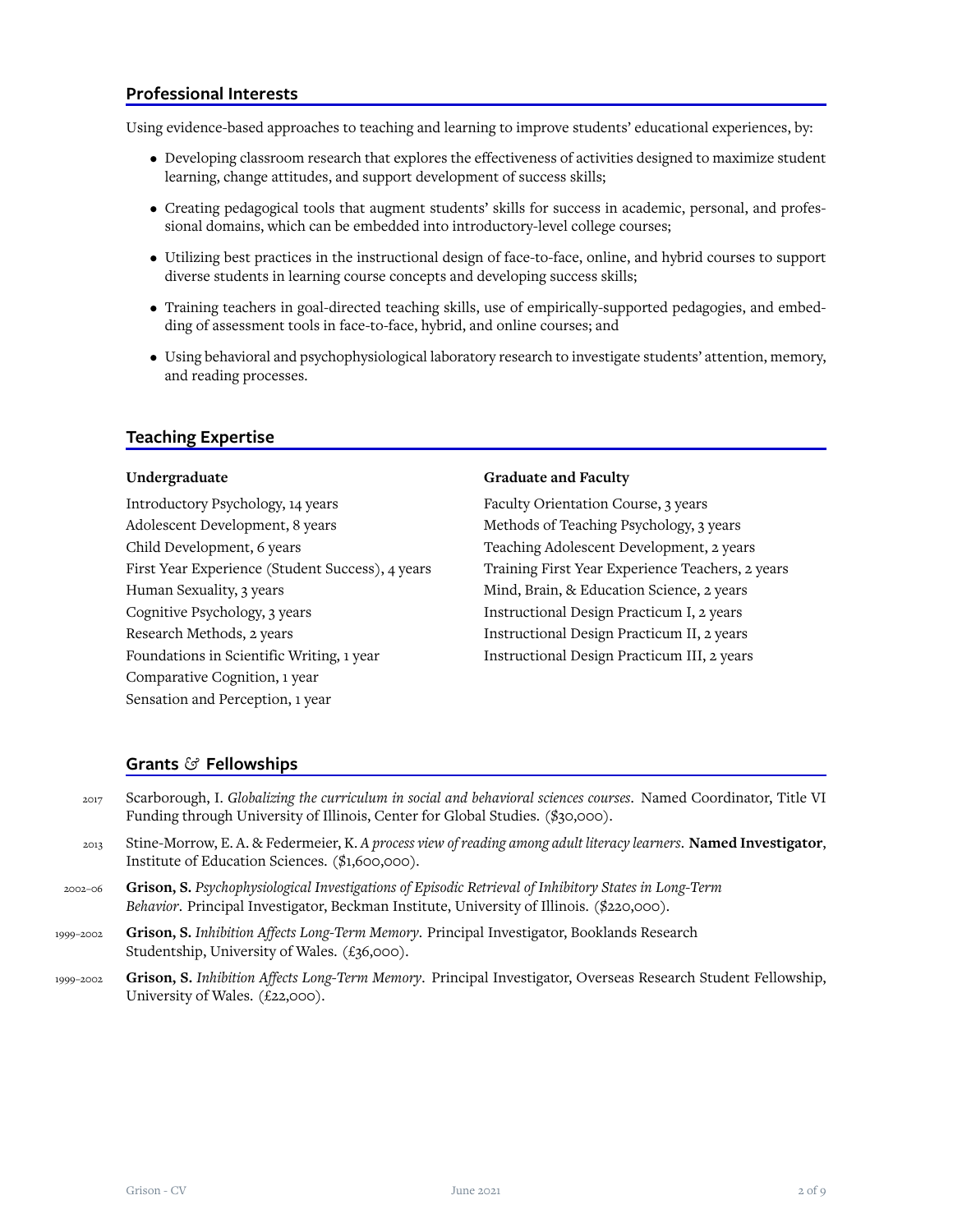## Professional Interests

Using evidence-based approaches to teaching and learning to improve students' educational experiences, by:

- Developing classroom research that explores the effectiveness of activities designed to maximize student learning, change attitudes, and support development of success skills;
- Creating pedagogical tools that augment students' skills for success in academic, personal, and professional domains, which can be embedded into introductory-level college courses;
- Utilizing best practices in the instructional design of face-to-face, online, and hybrid courses to support diverse students in learning course concepts and developing success skills;
- Training teachers in goal-directed teaching skills, use of empirically-supported pedagogies, and embedding of assessment tools in face-to-face, hybrid, and online courses; and
- Using behavioral and psychophysiological laboratory research to investigate students' attention, memory, and reading processes.

## Teaching Expertise

**Undergraduate**

Introductory Psychology, 14 years
Adolescent Development, 8 years
Child Development, 6 years
First Year Experience (Student Success), 4 years
Human Sexuality, 3 years
Cognitive Psychology, 3 years
Research Methods, 2 years
Foundations in Scientific Writing, 1 year
Comparative Cognition, 1 year
Sensation and Perception, 1 year

**Graduate and Faculty**

Faculty Orientation Course, 3 years
Methods of Teaching Psychology, 3 years
Teaching Adolescent Development, 2 years
Training First Year Experience Teachers, 2 years
Mind, Brain, & Education Science, 2 years
Instructional Design Practicum I, 2 years
Instructional Design Practicum II, 2 years
Instructional Design Practicum III, 2 years

## Grants & Fellowships

2017 Scarborough, I. *Globalizing the curriculum in social and behavioral sciences courses*. Named Coordinator, Title VI Funding through University of Illinois, Center for Global Studies. ($30,000).

2013 Stine-Morrow, E. A. & Federmeier, K. *A process view of reading among adult literacy learners*. **Named Investigator**, Institute of Education Sciences. ($1,600,000).

2002–06 **Grison, S.** *Psychophysiological Investigations of Episodic Retrieval of Inhibitory States in Long-Term Behavior*. Principal Investigator, Beckman Institute, University of Illinois. ($220,000).

1999–2002 **Grison, S.** *Inhibition Affects Long-Term Memory*. Principal Investigator, Booklands Research Studentship, University of Wales. (£36,000).

1999–2002 **Grison, S.** *Inhibition Affects Long-Term Memory*. Principal Investigator, Overseas Research Student Fellowship, University of Wales. (£22,000).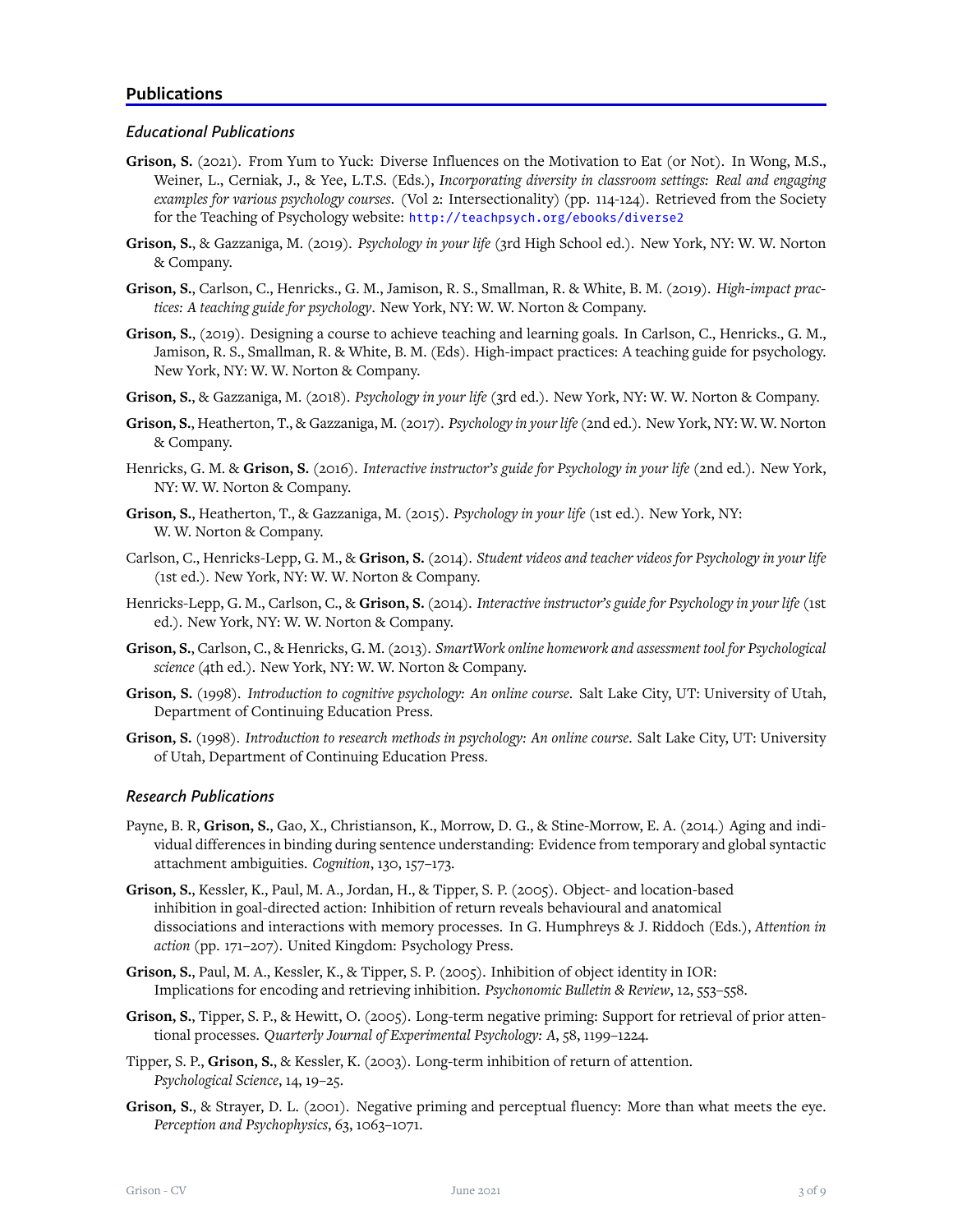## Publications

### *Educational Publications*

**Grison, S.** (2021). From Yum to Yuck: Diverse Influences on the Motivation to Eat (or Not). In Wong, M.S., Weiner, L., Cerniak, J., & Yee, L.T.S. (Eds.), *Incorporating diversity in classroom settings: Real and engaging examples for various psychology courses*. (Vol 2: Intersectionality) (pp. 114-124). Retrieved from the Society for the Teaching of Psychology website: http://teachpsych.org/ebooks/diverse2

**Grison, S.**, & Gazzaniga, M. (2019). *Psychology in your life* (3rd High School ed.). New York, NY: W. W. Norton & Company.

**Grison, S.**, Carlson, C., Henricks., G. M., Jamison, R. S., Smallman, R. & White, B. M. (2019). *High-impact practices: A teaching guide for psychology*. New York, NY: W. W. Norton & Company.

**Grison, S.**, (2019). Designing a course to achieve teaching and learning goals. In Carlson, C., Henricks., G. M., Jamison, R. S., Smallman, R. & White, B. M. (Eds). High-impact practices: A teaching guide for psychology. New York, NY: W. W. Norton & Company.

**Grison, S.**, & Gazzaniga, M. (2018). *Psychology in your life* (3rd ed.). New York, NY: W. W. Norton & Company.

**Grison, S.**, Heatherton, T., & Gazzaniga, M. (2017). *Psychology in your life* (2nd ed.). New York, NY: W. W. Norton & Company.

Henricks, G. M. & **Grison, S.** (2016). *Interactive instructor's guide for Psychology in your life* (2nd ed.). New York, NY: W. W. Norton & Company.

**Grison, S.**, Heatherton, T., & Gazzaniga, M. (2015). *Psychology in your life* (1st ed.). New York, NY: W. W. Norton & Company.

Carlson, C., Henricks-Lepp, G. M., & **Grison, S.** (2014). *Student videos and teacher videos for Psychology in your life* (1st ed.). New York, NY: W. W. Norton & Company.

Henricks-Lepp, G. M., Carlson, C., & **Grison, S.** (2014). *Interactive instructor's guide for Psychology in your life* (1st ed.). New York, NY: W. W. Norton & Company.

**Grison, S.**, Carlson, C., & Henricks, G. M. (2013). *SmartWork online homework and assessment tool for Psychological science* (4th ed.). New York, NY: W. W. Norton & Company.

**Grison, S.** (1998). *Introduction to cognitive psychology: An online course*. Salt Lake City, UT: University of Utah, Department of Continuing Education Press.

**Grison, S.** (1998). *Introduction to research methods in psychology: An online course*. Salt Lake City, UT: University of Utah, Department of Continuing Education Press.

### *Research Publications*

Payne, B. R, **Grison, S.**, Gao, X., Christianson, K., Morrow, D. G., & Stine-Morrow, E. A. (2014.) Aging and individual differences in binding during sentence understanding: Evidence from temporary and global syntactic attachment ambiguities. *Cognition*, 130, 157–173.

**Grison, S.**, Kessler, K., Paul, M. A., Jordan, H., & Tipper, S. P. (2005). Object- and location-based inhibition in goal-directed action: Inhibition of return reveals behavioural and anatomical dissociations and interactions with memory processes. In G. Humphreys & J. Riddoch (Eds.), *Attention in action* (pp. 171–207). United Kingdom: Psychology Press.

**Grison, S.**, Paul, M. A., Kessler, K., & Tipper, S. P. (2005). Inhibition of object identity in IOR: Implications for encoding and retrieving inhibition. *Psychonomic Bulletin & Review*, 12, 553–558.

**Grison, S.**, Tipper, S. P., & Hewitt, O. (2005). Long-term negative priming: Support for retrieval of prior attentional processes. *Quarterly Journal of Experimental Psychology: A*, 58, 1199–1224.

Tipper, S. P., **Grison, S.**, & Kessler, K. (2003). Long-term inhibition of return of attention. *Psychological Science*, 14, 19–25.

**Grison, S.**, & Strayer, D. L. (2001). Negative priming and perceptual fluency: More than what meets the eye. *Perception and Psychophysics*, 63, 1063–1071.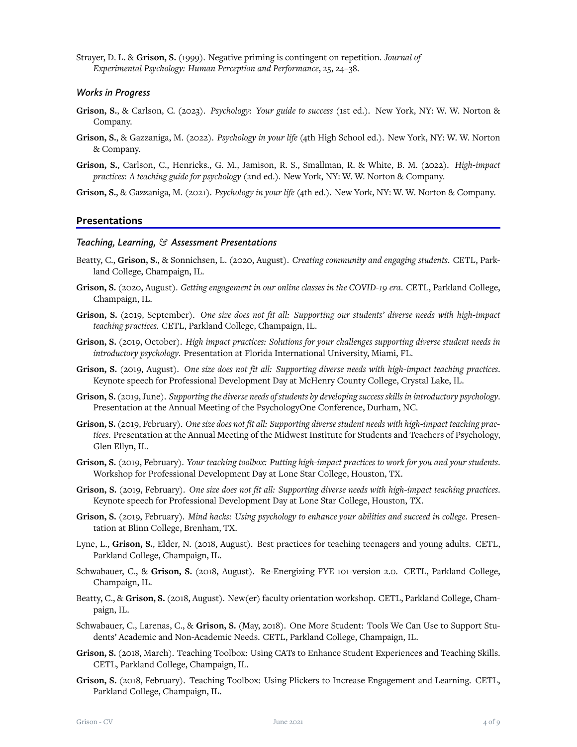Strayer, D. L. & **Grison, S.** (1999). Negative priming is contingent on repetition. *Journal of Experimental Psychology: Human Perception and Performance*, 25, 24–38.

### *Works in Progress*

**Grison, S.**, & Carlson, C. (2023). *Psychology: Your guide to success* (1st ed.). New York, NY: W. W. Norton & Company.

**Grison, S.**, & Gazzaniga, M. (2022). *Psychology in your life* (4th High School ed.). New York, NY: W. W. Norton & Company.

**Grison, S.**, Carlson, C., Henricks., G. M., Jamison, R. S., Smallman, R. & White, B. M. (2022). *High-impact practices: A teaching guide for psychology* (2nd ed.). New York, NY: W. W. Norton & Company.

**Grison, S.**, & Gazzaniga, M. (2021). *Psychology in your life* (4th ed.). New York, NY: W. W. Norton & Company.

## Presentations

### *Teaching, Learning, & Assessment Presentations*

Beatty, C., **Grison, S.**, & Sonnichsen, L. (2020, August). *Creating community and engaging students*. CETL, Parkland College, Champaign, IL.

**Grison, S.** (2020, August). *Getting engagement in our online classes in the COVID-19 era*. CETL, Parkland College, Champaign, IL.

**Grison, S.** (2019, September). *One size does not fit all: Supporting our students' diverse needs with high-impact teaching practices*. CETL, Parkland College, Champaign, IL.

**Grison, S.** (2019, October). *High impact practices: Solutions for your challenges supporting diverse student needs in introductory psychology*. Presentation at Florida International University, Miami, FL.

**Grison, S.** (2019, August). *One size does not fit all: Supporting diverse needs with high-impact teaching practices*. Keynote speech for Professional Development Day at McHenry County College, Crystal Lake, IL.

**Grison, S.** (2019, June). *Supporting the diverse needs of students by developing success skills in introductory psychology*. Presentation at the Annual Meeting of the PsychologyOne Conference, Durham, NC.

**Grison, S.** (2019, February). *One size does not fit all: Supporting diverse student needs with high-impact teaching practices*. Presentation at the Annual Meeting of the Midwest Institute for Students and Teachers of Psychology, Glen Ellyn, IL.

**Grison, S.** (2019, February). *Your teaching toolbox: Putting high-impact practices to work for you and your students*. Workshop for Professional Development Day at Lone Star College, Houston, TX.

**Grison, S.** (2019, February). *One size does not fit all: Supporting diverse needs with high-impact teaching practices*. Keynote speech for Professional Development Day at Lone Star College, Houston, TX.

**Grison, S.** (2019, February). *Mind hacks: Using psychology to enhance your abilities and succeed in college*. Presentation at Blinn College, Brenham, TX.

Lyne, L., **Grison, S.**, Elder, N. (2018, August). Best practices for teaching teenagers and young adults. CETL, Parkland College, Champaign, IL.

Schwabauer, C., & **Grison, S.** (2018, August). Re-Energizing FYE 101-version 2.0. CETL, Parkland College, Champaign, IL.

Beatty, C., & **Grison, S.** (2018, August). New(er) faculty orientation workshop. CETL, Parkland College, Champaign, IL.

Schwabauer, C., Larenas, C., & **Grison, S.** (May, 2018). One More Student: Tools We Can Use to Support Students' Academic and Non-Academic Needs. CETL, Parkland College, Champaign, IL.

**Grison, S.** (2018, March). Teaching Toolbox: Using CATs to Enhance Student Experiences and Teaching Skills. CETL, Parkland College, Champaign, IL.

**Grison, S.** (2018, February). Teaching Toolbox: Using Plickers to Increase Engagement and Learning. CETL, Parkland College, Champaign, IL.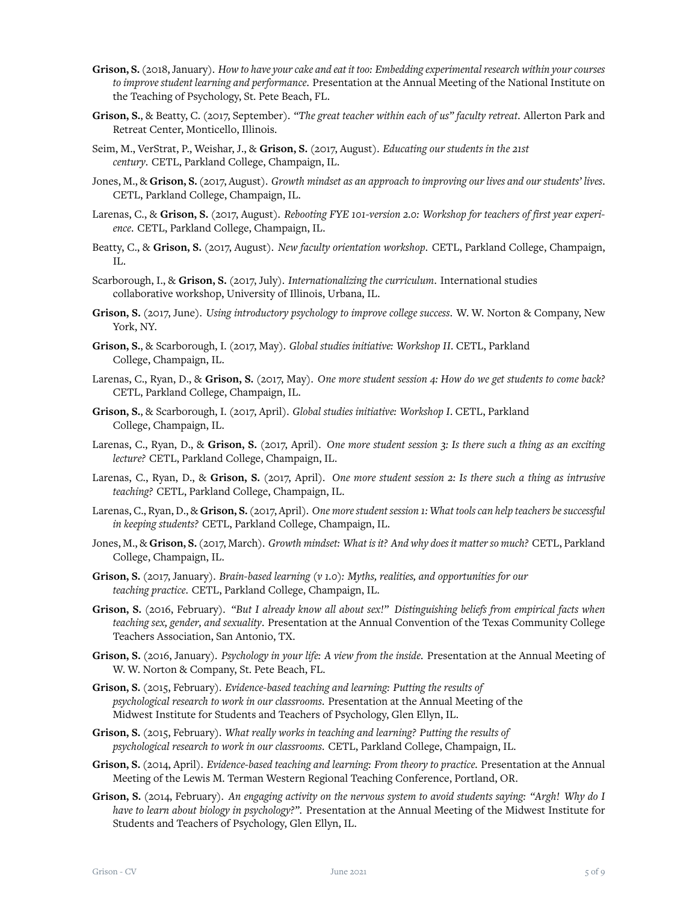**Grison, S.** (2018, January). *How to have your cake and eat it too: Embedding experimental research within your courses to improve student learning and performance*. Presentation at the Annual Meeting of the National Institute on the Teaching of Psychology, St. Pete Beach, FL.

**Grison, S.**, & Beatty, C. (2017, September). *"The great teacher within each of us" faculty retreat*. Allerton Park and Retreat Center, Monticello, Illinois.

Seim, M., VerStrat, P., Weishar, J., & **Grison, S.** (2017, August). *Educating our students in the 21st century*. CETL, Parkland College, Champaign, IL.

Jones, M., & **Grison, S.** (2017, August). *Growth mindset as an approach to improving our lives and our students' lives*. CETL, Parkland College, Champaign, IL.

Larenas, C., & **Grison, S.** (2017, August). *Rebooting FYE 101-version 2.0: Workshop for teachers of first year experience*. CETL, Parkland College, Champaign, IL.

Beatty, C., & **Grison, S.** (2017, August). *New faculty orientation workshop*. CETL, Parkland College, Champaign, IL.

Scarborough, I., & **Grison, S.** (2017, July). *Internationalizing the curriculum*. International studies collaborative workshop, University of Illinois, Urbana, IL.

**Grison, S.** (2017, June). *Using introductory psychology to improve college success*. W. W. Norton & Company, New York, NY.

**Grison, S.**, & Scarborough, I. (2017, May). *Global studies initiative: Workshop II*. CETL, Parkland College, Champaign, IL.

Larenas, C., Ryan, D., & **Grison, S.** (2017, May). *One more student session 4: How do we get students to come back?* CETL, Parkland College, Champaign, IL.

**Grison, S.**, & Scarborough, I. (2017, April). *Global studies initiative: Workshop I*. CETL, Parkland College, Champaign, IL.

Larenas, C., Ryan, D., & **Grison, S.** (2017, April). *One more student session 3: Is there such a thing as an exciting lecture?* CETL, Parkland College, Champaign, IL.

Larenas, C., Ryan, D., & **Grison, S.** (2017, April). *One more student session 2: Is there such a thing as intrusive teaching?* CETL, Parkland College, Champaign, IL.

Larenas, C., Ryan, D., & **Grison, S.** (2017, April). *One more student session 1: What tools can help teachers be successful in keeping students?* CETL, Parkland College, Champaign, IL.

Jones, M., & **Grison, S.** (2017, March). *Growth mindset: What is it? And why does it matter so much?* CETL, Parkland College, Champaign, IL.

**Grison, S.** (2017, January). *Brain-based learning (v 1.0): Myths, realities, and opportunities for our teaching practice*. CETL, Parkland College, Champaign, IL.

**Grison, S.** (2016, February). *"But I already know all about sex!" Distinguishing beliefs from empirical facts when teaching sex, gender, and sexuality*. Presentation at the Annual Convention of the Texas Community College Teachers Association, San Antonio, TX.

**Grison, S.** (2016, January). *Psychology in your life: A view from the inside*. Presentation at the Annual Meeting of W. W. Norton & Company, St. Pete Beach, FL.

**Grison, S.** (2015, February). *Evidence-based teaching and learning: Putting the results of psychological research to work in our classrooms*. Presentation at the Annual Meeting of the Midwest Institute for Students and Teachers of Psychology, Glen Ellyn, IL.

**Grison, S.** (2015, February). *What really works in teaching and learning? Putting the results of psychological research to work in our classrooms*. CETL, Parkland College, Champaign, IL.

**Grison, S.** (2014, April). *Evidence-based teaching and learning: From theory to practice*. Presentation at the Annual Meeting of the Lewis M. Terman Western Regional Teaching Conference, Portland, OR.

**Grison, S.** (2014, February). *An engaging activity on the nervous system to avoid students saying: "Argh! Why do I have to learn about biology in psychology?"*. Presentation at the Annual Meeting of the Midwest Institute for Students and Teachers of Psychology, Glen Ellyn, IL.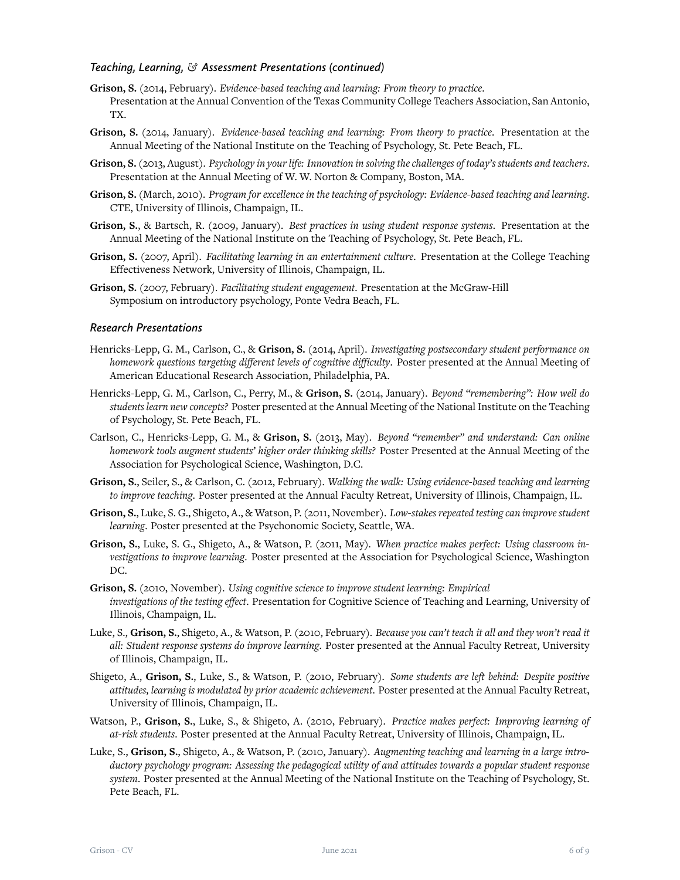### *Teaching, Learning, & Assessment Presentations (continued)*

**Grison, S.** (2014, February). *Evidence-based teaching and learning: From theory to practice*. Presentation at the Annual Convention of the Texas Community College Teachers Association, San Antonio, TX.

**Grison, S.** (2014, January). *Evidence-based teaching and learning: From theory to practice*. Presentation at the Annual Meeting of the National Institute on the Teaching of Psychology, St. Pete Beach, FL.

**Grison, S.** (2013, August). *Psychology in your life: Innovation in solving the challenges of today's students and teachers*. Presentation at the Annual Meeting of W. W. Norton & Company, Boston, MA.

**Grison, S.** (March, 2010). *Program for excellence in the teaching of psychology: Evidence-based teaching and learning*. CTE, University of Illinois, Champaign, IL.

**Grison, S.**, & Bartsch, R. (2009, January). *Best practices in using student response systems*. Presentation at the Annual Meeting of the National Institute on the Teaching of Psychology, St. Pete Beach, FL.

**Grison, S.** (2007, April). *Facilitating learning in an entertainment culture*. Presentation at the College Teaching Effectiveness Network, University of Illinois, Champaign, IL.

**Grison, S.** (2007, February). *Facilitating student engagement*. Presentation at the McGraw-Hill Symposium on introductory psychology, Ponte Vedra Beach, FL.

### *Research Presentations*

Henricks-Lepp, G. M., Carlson, C., & **Grison, S.** (2014, April). *Investigating postsecondary student performance on homework questions targeting different levels of cognitive difficulty*. Poster presented at the Annual Meeting of American Educational Research Association, Philadelphia, PA.

Henricks-Lepp, G. M., Carlson, C., Perry, M., & **Grison, S.** (2014, January). *Beyond "remembering": How well do students learn new concepts?* Poster presented at the Annual Meeting of the National Institute on the Teaching of Psychology, St. Pete Beach, FL.

Carlson, C., Henricks-Lepp, G. M., & **Grison, S.** (2013, May). *Beyond "remember" and understand: Can online homework tools augment students' higher order thinking skills?* Poster Presented at the Annual Meeting of the Association for Psychological Science, Washington, D.C.

**Grison, S.**, Seiler, S., & Carlson, C. (2012, February). *Walking the walk: Using evidence-based teaching and learning to improve teaching*. Poster presented at the Annual Faculty Retreat, University of Illinois, Champaign, IL.

**Grison, S.**, Luke, S. G., Shigeto, A., & Watson, P. (2011, November). *Low-stakes repeated testing can improve student learning*. Poster presented at the Psychonomic Society, Seattle, WA.

**Grison, S.**, Luke, S. G., Shigeto, A., & Watson, P. (2011, May). *When practice makes perfect: Using classroom investigations to improve learning*. Poster presented at the Association for Psychological Science, Washington DC.

**Grison, S.** (2010, November). *Using cognitive science to improve student learning: Empirical investigations of the testing effect*. Presentation for Cognitive Science of Teaching and Learning, University of Illinois, Champaign, IL.

Luke, S., **Grison, S.**, Shigeto, A., & Watson, P. (2010, February). *Because you can't teach it all and they won't read it all: Student response systems do improve learning*. Poster presented at the Annual Faculty Retreat, University of Illinois, Champaign, IL.

Shigeto, A., **Grison, S.**, Luke, S., & Watson, P. (2010, February). *Some students are left behind: Despite positive attitudes, learning is modulated by prior academic achievement*. Poster presented at the Annual Faculty Retreat, University of Illinois, Champaign, IL.

Watson, P., **Grison, S.**, Luke, S., & Shigeto, A. (2010, February). *Practice makes perfect: Improving learning of at-risk students*. Poster presented at the Annual Faculty Retreat, University of Illinois, Champaign, IL.

Luke, S., **Grison, S.**, Shigeto, A., & Watson, P. (2010, January). *Augmenting teaching and learning in a large introductory psychology program: Assessing the pedagogical utility of and attitudes towards a popular student response system*. Poster presented at the Annual Meeting of the National Institute on the Teaching of Psychology, St. Pete Beach, FL.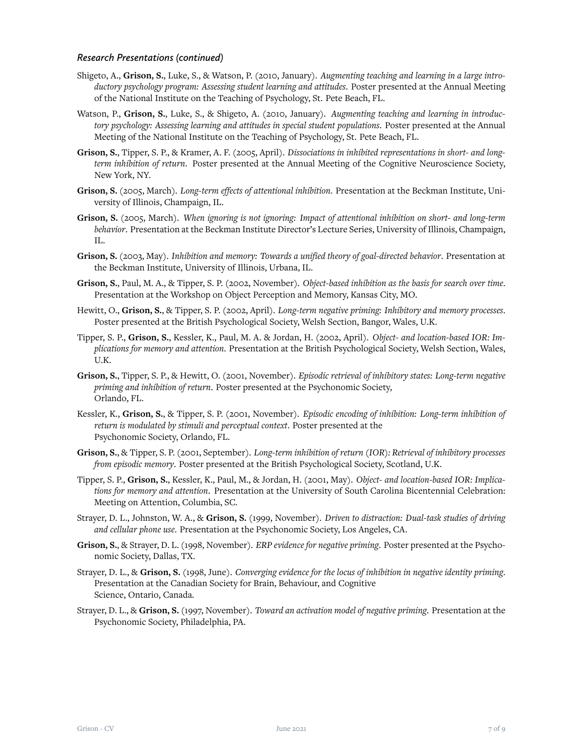*Research Presentations (continued)*

Shigeto, A., **Grison, S.**, Luke, S., & Watson, P. (2010, January). *Augmenting teaching and learning in a large introductory psychology program: Assessing student learning and attitudes*. Poster presented at the Annual Meeting of the National Institute on the Teaching of Psychology, St. Pete Beach, FL.

Watson, P., **Grison, S.**, Luke, S., & Shigeto, A. (2010, January). *Augmenting teaching and learning in introductory psychology: Assessing learning and attitudes in special student populations*. Poster presented at the Annual Meeting of the National Institute on the Teaching of Psychology, St. Pete Beach, FL.

**Grison, S.**, Tipper, S. P., & Kramer, A. F. (2005, April). *Dissociations in inhibited representations in short- and long-term inhibition of return*. Poster presented at the Annual Meeting of the Cognitive Neuroscience Society, New York, NY.

**Grison, S.** (2005, March). *Long-term effects of attentional inhibition*. Presentation at the Beckman Institute, University of Illinois, Champaign, IL.

**Grison, S.** (2005, March). *When ignoring is not ignoring: Impact of attentional inhibition on short- and long-term behavior*. Presentation at the Beckman Institute Director's Lecture Series, University of Illinois, Champaign, IL.

**Grison, S.** (2003, May). *Inhibition and memory: Towards a unified theory of goal-directed behavior*. Presentation at the Beckman Institute, University of Illinois, Urbana, IL.

**Grison, S.**, Paul, M. A., & Tipper, S. P. (2002, November). *Object-based inhibition as the basis for search over time*. Presentation at the Workshop on Object Perception and Memory, Kansas City, MO.

Hewitt, O., **Grison, S.**, & Tipper, S. P. (2002, April). *Long-term negative priming: Inhibitory and memory processes*. Poster presented at the British Psychological Society, Welsh Section, Bangor, Wales, U.K.

Tipper, S. P., **Grison, S.**, Kessler, K., Paul, M. A. & Jordan, H. (2002, April). *Object- and location-based IOR: Implications for memory and attention*. Presentation at the British Psychological Society, Welsh Section, Wales, U.K.

**Grison, S.**, Tipper, S. P., & Hewitt, O. (2001, November). *Episodic retrieval of inhibitory states: Long-term negative priming and inhibition of return*. Poster presented at the Psychonomic Society, Orlando, FL.

Kessler, K., **Grison, S.**, & Tipper, S. P. (2001, November). *Episodic encoding of inhibition: Long-term inhibition of return is modulated by stimuli and perceptual context*. Poster presented at the Psychonomic Society, Orlando, FL.

**Grison, S.**, & Tipper, S. P. (2001, September). *Long-term inhibition of return (IOR): Retrieval of inhibitory processes from episodic memory*. Poster presented at the British Psychological Society, Scotland, U.K.

Tipper, S. P., **Grison, S.**, Kessler, K., Paul, M., & Jordan, H. (2001, May). *Object- and location-based IOR: Implications for memory and attention*. Presentation at the University of South Carolina Bicentennial Celebration: Meeting on Attention, Columbia, SC.

Strayer, D. L., Johnston, W. A., & **Grison, S.** (1999, November). *Driven to distraction: Dual-task studies of driving and cellular phone use*. Presentation at the Psychonomic Society, Los Angeles, CA.

**Grison, S.**, & Strayer, D. L. (1998, November). *ERP evidence for negative priming*. Poster presented at the Psychonomic Society, Dallas, TX.

Strayer, D. L., & **Grison, S.** (1998, June). *Converging evidence for the locus of inhibition in negative identity priming*. Presentation at the Canadian Society for Brain, Behaviour, and Cognitive Science, Ontario, Canada.

Strayer, D. L., & **Grison, S.** (1997, November). *Toward an activation model of negative priming*. Presentation at the Psychonomic Society, Philadelphia, PA.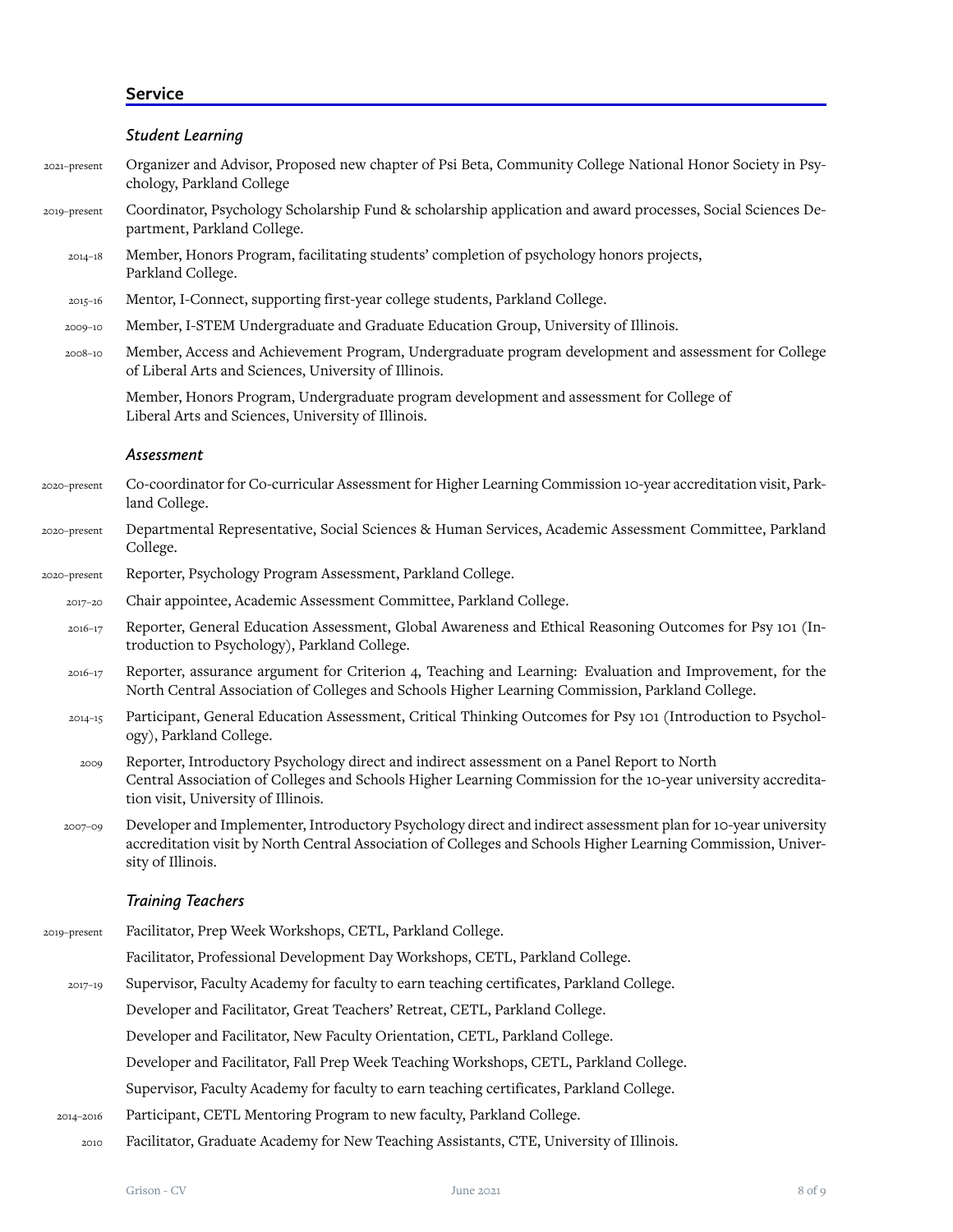## Service

### *Student Learning*

- 2021–present Organizer and Advisor, Proposed new chapter of Psi Beta, Community College National Honor Society in Psychology, Parkland College
- 2019–present Coordinator, Psychology Scholarship Fund & scholarship application and award processes, Social Sciences Department, Parkland College.
- 2014–18 Member, Honors Program, facilitating students' completion of psychology honors projects, Parkland College.
- 2015–16 Mentor, I-Connect, supporting first-year college students, Parkland College.
- 2009–10 Member, I-STEM Undergraduate and Graduate Education Group, University of Illinois.
- 2008–10 Member, Access and Achievement Program, Undergraduate program development and assessment for College of Liberal Arts and Sciences, University of Illinois.

  Member, Honors Program, Undergraduate program development and assessment for College of Liberal Arts and Sciences, University of Illinois.

### *Assessment*

- 2020–present Co-coordinator for Co-curricular Assessment for Higher Learning Commission 10-year accreditation visit, Parkland College.
- 2020–present Departmental Representative, Social Sciences & Human Services, Academic Assessment Committee, Parkland College.
- 2020–present Reporter, Psychology Program Assessment, Parkland College.
- 2017–20 Chair appointee, Academic Assessment Committee, Parkland College.
- 2016–17 Reporter, General Education Assessment, Global Awareness and Ethical Reasoning Outcomes for Psy 101 (Introduction to Psychology), Parkland College.
- 2016–17 Reporter, assurance argument for Criterion 4, Teaching and Learning: Evaluation and Improvement, for the North Central Association of Colleges and Schools Higher Learning Commission, Parkland College.
- 2014–15 Participant, General Education Assessment, Critical Thinking Outcomes for Psy 101 (Introduction to Psychology), Parkland College.
- 2009 Reporter, Introductory Psychology direct and indirect assessment on a Panel Report to North Central Association of Colleges and Schools Higher Learning Commission for the 10-year university accreditation visit, University of Illinois.
- 2007–09 Developer and Implementer, Introductory Psychology direct and indirect assessment plan for 10-year university accreditation visit by North Central Association of Colleges and Schools Higher Learning Commission, University of Illinois.

### *Training Teachers*

- 2019–present Facilitator, Prep Week Workshops, CETL, Parkland College.

  Facilitator, Professional Development Day Workshops, CETL, Parkland College.
- 2017–19 Supervisor, Faculty Academy for faculty to earn teaching certificates, Parkland College.

  Developer and Facilitator, Great Teachers' Retreat, CETL, Parkland College.

  Developer and Facilitator, New Faculty Orientation, CETL, Parkland College.

  Developer and Facilitator, Fall Prep Week Teaching Workshops, CETL, Parkland College.

  Supervisor, Faculty Academy for faculty to earn teaching certificates, Parkland College.
- 2014–2016 Participant, CETL Mentoring Program to new faculty, Parkland College.
- 2010 Facilitator, Graduate Academy for New Teaching Assistants, CTE, University of Illinois.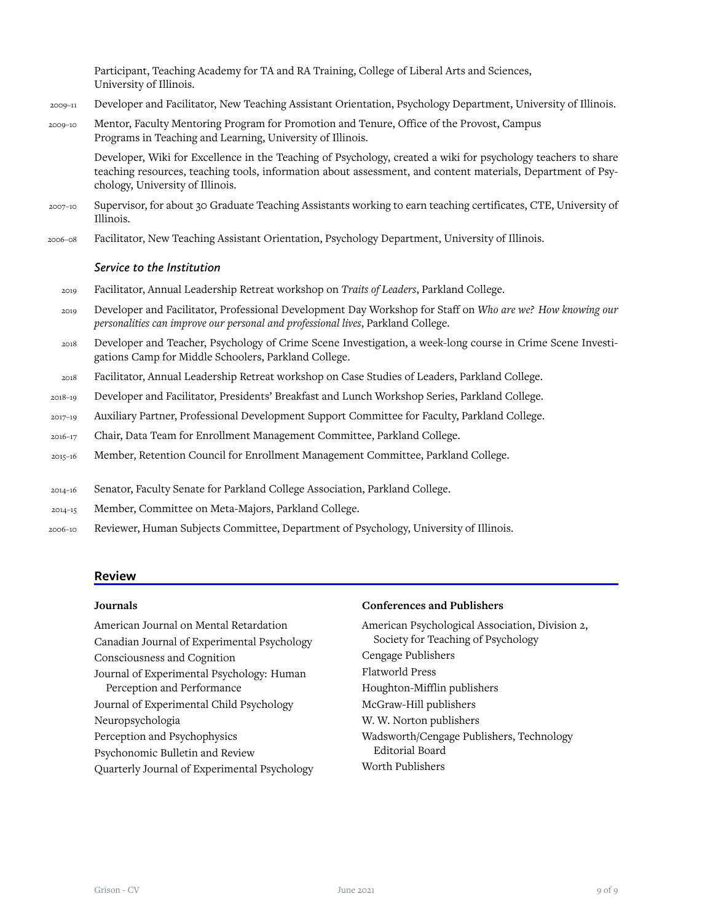Participant, Teaching Academy for TA and RA Training, College of Liberal Arts and Sciences, University of Illinois.

2009–11 Developer and Facilitator, New Teaching Assistant Orientation, Psychology Department, University of Illinois.

2009–10 Mentor, Faculty Mentoring Program for Promotion and Tenure, Office of the Provost, Campus Programs in Teaching and Learning, University of Illinois.

Developer, Wiki for Excellence in the Teaching of Psychology, created a wiki for psychology teachers to share teaching resources, teaching tools, information about assessment, and content materials, Department of Psychology, University of Illinois.

2007–10 Supervisor, for about 30 Graduate Teaching Assistants working to earn teaching certificates, CTE, University of Illinois.

2006–08 Facilitator, New Teaching Assistant Orientation, Psychology Department, University of Illinois.

### *Service to the Institution*

2019 Facilitator, Annual Leadership Retreat workshop on *Traits of Leaders*, Parkland College.

2019 Developer and Facilitator, Professional Development Day Workshop for Staff on *Who are we? How knowing our personalities can improve our personal and professional lives*, Parkland College.

2018 Developer and Teacher, Psychology of Crime Scene Investigation, a week-long course in Crime Scene Investigations Camp for Middle Schoolers, Parkland College.

2018 Facilitator, Annual Leadership Retreat workshop on Case Studies of Leaders, Parkland College.

2018–19 Developer and Facilitator, Presidents' Breakfast and Lunch Workshop Series, Parkland College.

2017–19 Auxiliary Partner, Professional Development Support Committee for Faculty, Parkland College.

2016–17 Chair, Data Team for Enrollment Management Committee, Parkland College.

2015–16 Member, Retention Council for Enrollment Management Committee, Parkland College.

2014–16 Senator, Faculty Senate for Parkland College Association, Parkland College.

2014–15 Member, Committee on Meta-Majors, Parkland College.

2006–10 Reviewer, Human Subjects Committee, Department of Psychology, University of Illinois.

## Review

**Journals**

American Journal on Mental Retardation
Canadian Journal of Experimental Psychology
Consciousness and Cognition
Journal of Experimental Psychology: Human Perception and Performance
Journal of Experimental Child Psychology
Neuropsychologia
Perception and Psychophysics
Psychonomic Bulletin and Review
Quarterly Journal of Experimental Psychology

**Conferences and Publishers**

American Psychological Association, Division 2, Society for Teaching of Psychology
Cengage Publishers
Flatworld Press
Houghton-Mifflin publishers
McGraw-Hill publishers
W. W. Norton publishers
Wadsworth/Cengage Publishers, Technology Editorial Board
Worth Publishers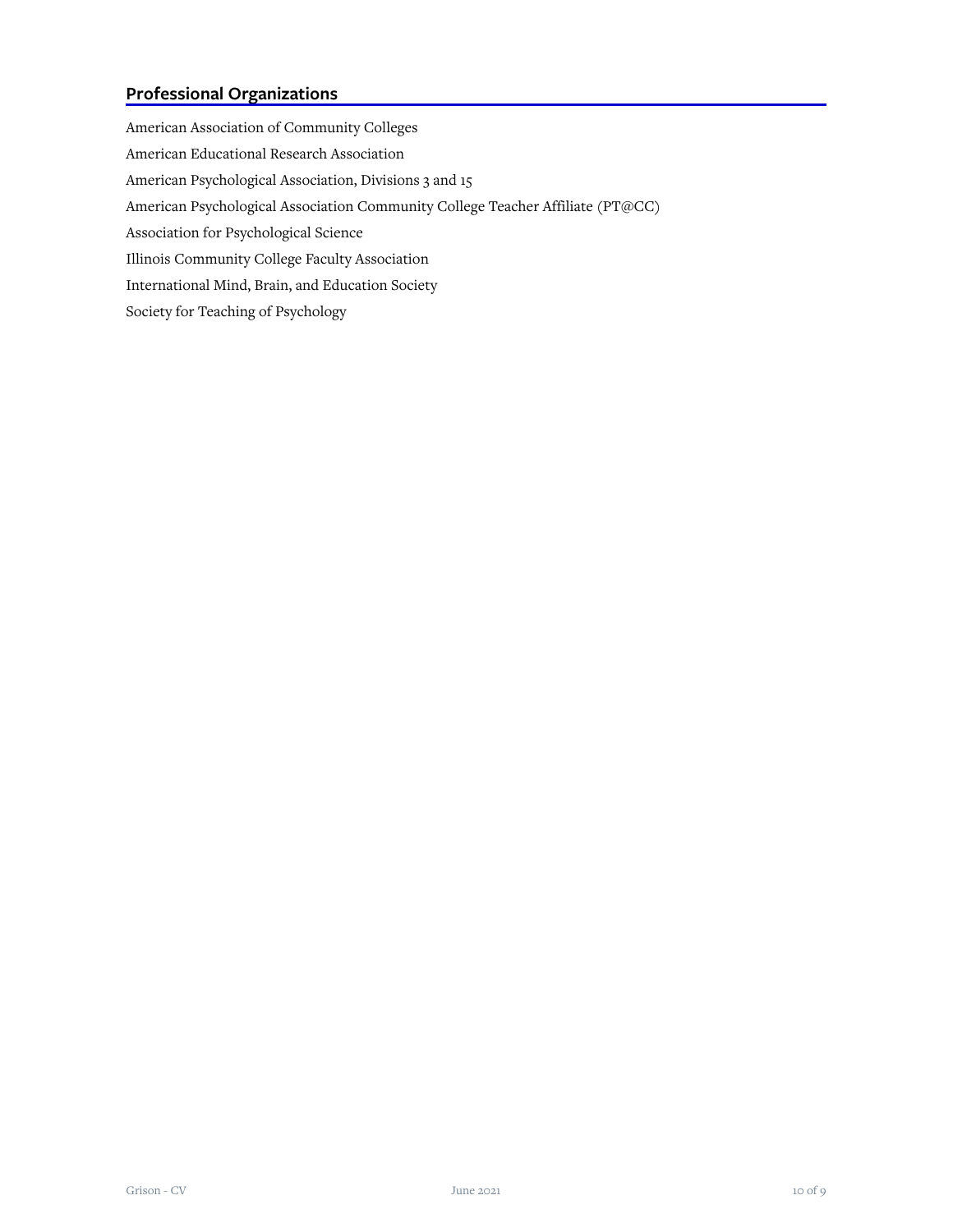## Professional Organizations

American Association of Community Colleges

American Educational Research Association

American Psychological Association, Divisions 3 and 15

American Psychological Association Community College Teacher Affiliate (PT@CC)

Association for Psychological Science

Illinois Community College Faculty Association

International Mind, Brain, and Education Society

Society for Teaching of Psychology